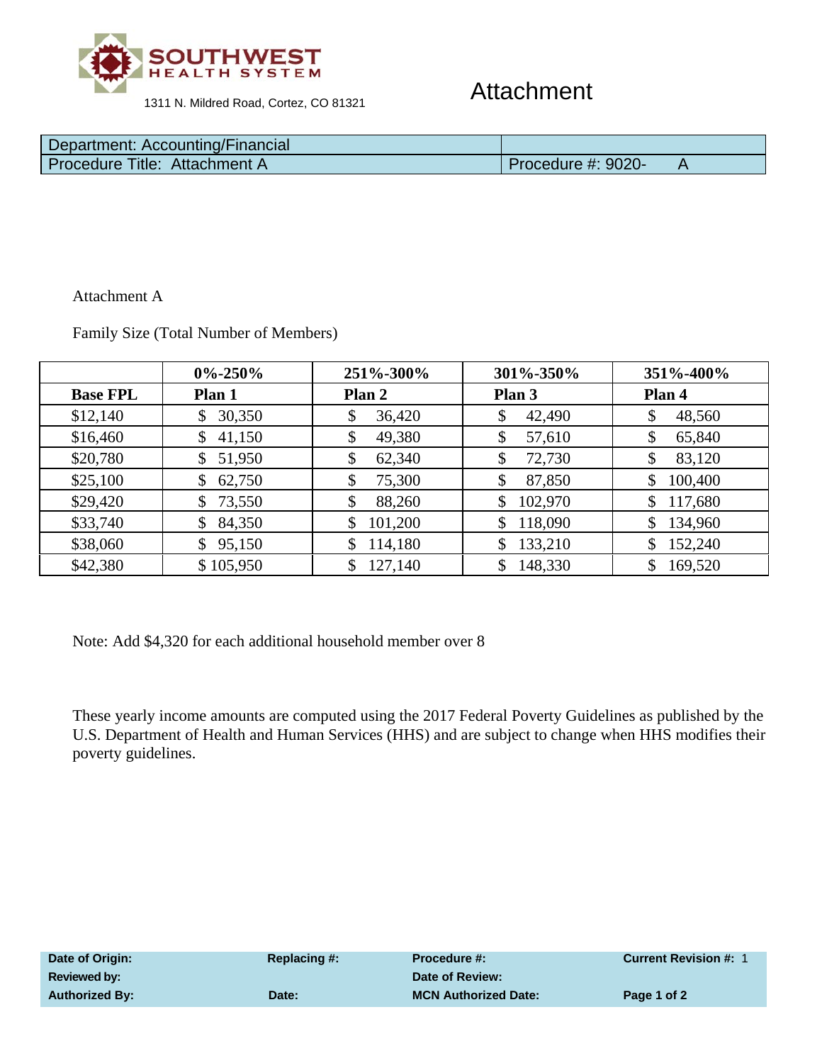SOUTHWEST HEALTH SYSTEM

1311 N. Mildred Road, Cortez, CO 81321

# Attachment

| Department: Accounting/Financial | |
|---|---|
| Procedure Title: Attachment A | Procedure #: 9020- A |

Attachment A

Family Size (Total Number of Members)

| | 0%-250% | 251%-300% | 301%-350% | 351%-400% |
|---|---|---|---|---|
| **Base FPL** | **Plan 1** | **Plan 2** | **Plan 3** | **Plan 4** |
| $12,140 | $ 30,350 | $ 36,420 | $ 42,490 | $ 48,560 |
| $16,460 | $ 41,150 | $ 49,380 | $ 57,610 | $ 65,840 |
| $20,780 | $ 51,950 | $ 62,340 | $ 72,730 | $ 83,120 |
| $25,100 | $ 62,750 | $ 75,300 | $ 87,850 | $ 100,400 |
| $29,420 | $ 73,550 | $ 88,260 | $ 102,970 | $ 117,680 |
| $33,740 | $ 84,350 | $ 101,200 | $ 118,090 | $ 134,960 |
| $38,060 | $ 95,150 | $ 114,180 | $ 133,210 | $ 152,240 |
| $42,380 | $ 105,950 | $ 127,140 | $ 148,330 | $ 169,520 |

Note: Add $4,320 for each additional household member over 8

These yearly income amounts are computed using the 2017 Federal Poverty Guidelines as published by the U.S. Department of Health and Human Services (HHS) and are subject to change when HHS modifies their poverty guidelines.

| | | | |
|---|---|---|---|
| **Date of Origin:** | **Replacing #:** | **Procedure #:** | **Current Revision #:** 1 |
| **Reviewed by:** | | **Date of Review:** | |
| **Authorized By:** | **Date:** | **MCN Authorized Date:** | |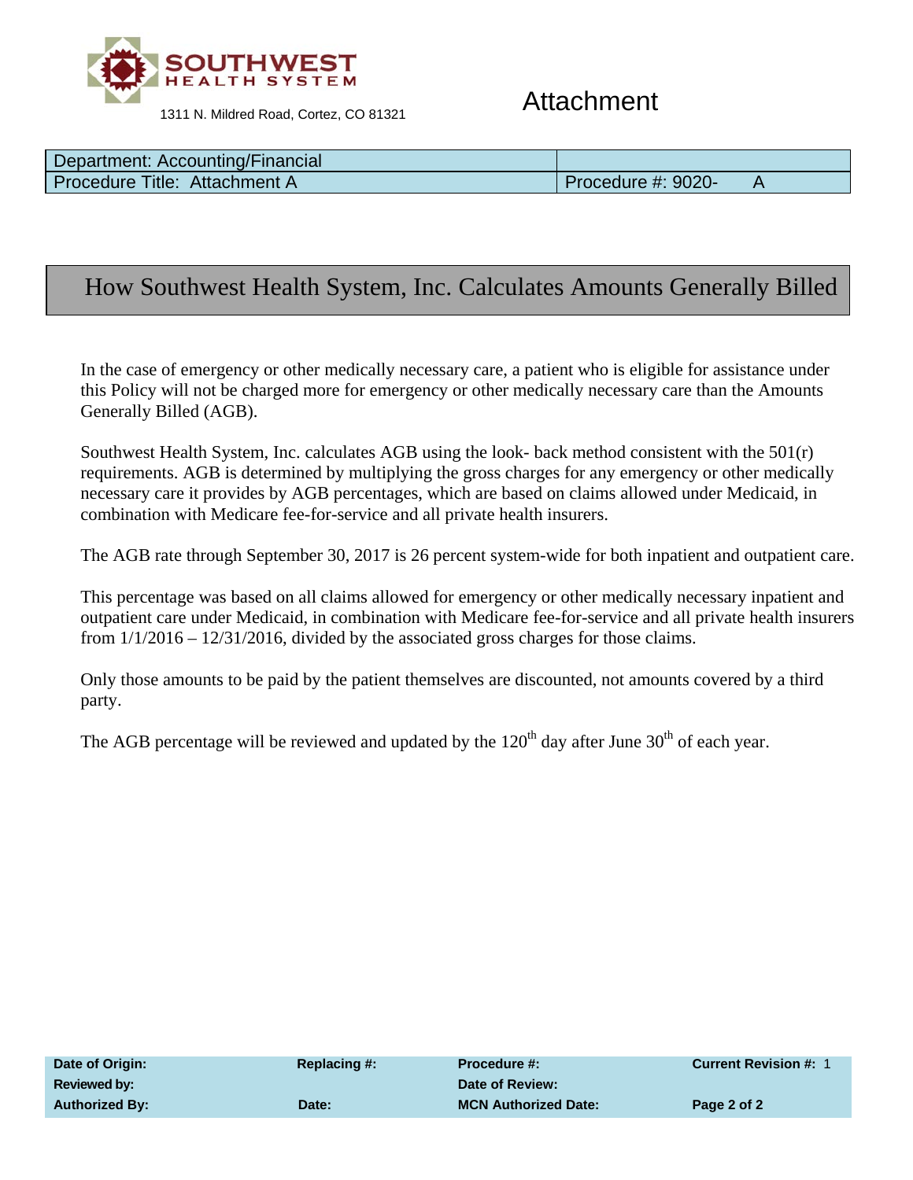SOUTHWEST HEALTH SYSTEM

1311 N. Mildred Road, Cortez, CO 81321

# Attachment

| | |
|---|---|
| Department: Accounting/Financial | |
| Procedure Title: Attachment A | Procedure #: 9020- A |

## How Southwest Health System, Inc. Calculates Amounts Generally Billed

In the case of emergency or other medically necessary care, a patient who is eligible for assistance under this Policy will not be charged more for emergency or other medically necessary care than the Amounts Generally Billed (AGB).

Southwest Health System, Inc. calculates AGB using the look- back method consistent with the 501(r) requirements. AGB is determined by multiplying the gross charges for any emergency or other medically necessary care it provides by AGB percentages, which are based on claims allowed under Medicaid, in combination with Medicare fee-for-service and all private health insurers.

The AGB rate through September 30, 2017 is 26 percent system-wide for both inpatient and outpatient care.

This percentage was based on all claims allowed for emergency or other medically necessary inpatient and outpatient care under Medicaid, in combination with Medicare fee-for-service and all private health insurers from 1/1/2016 – 12/31/2016, divided by the associated gross charges for those claims.

Only those amounts to be paid by the patient themselves are discounted, not amounts covered by a third party.

The AGB percentage will be reviewed and updated by the 120th day after June 30th of each year.

| | | | |
|---|---|---|---|
| **Date of Origin:** | **Replacing #:** | **Procedure #:** | **Current Revision #:** 1 |
| **Reviewed by:** | | **Date of Review:** | |
| **Authorized By:** | **Date:** | **MCN Authorized Date:** | |